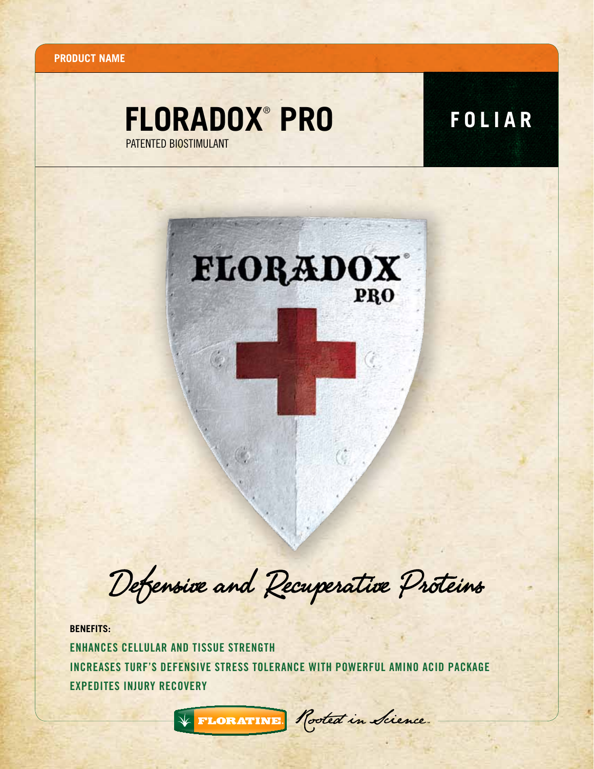**PRODUCT NAME**

# FLORADOX® PRO

PATENTED BIOSTIMULANT

**FOLIAR**

*Defensive and Recuperative Proteins*

**BENEFITS:**

- ENHANCES CELLULAR AND TISSUE STRENGTH
- INCREASES TURF'S DEFENSIVE STRESS TOLERANCE WITH POWERFUL AMINO ACID PACKAGE
- EXPEDITES INJURY RECOVERY

FLORATINE *Rooted in Science.*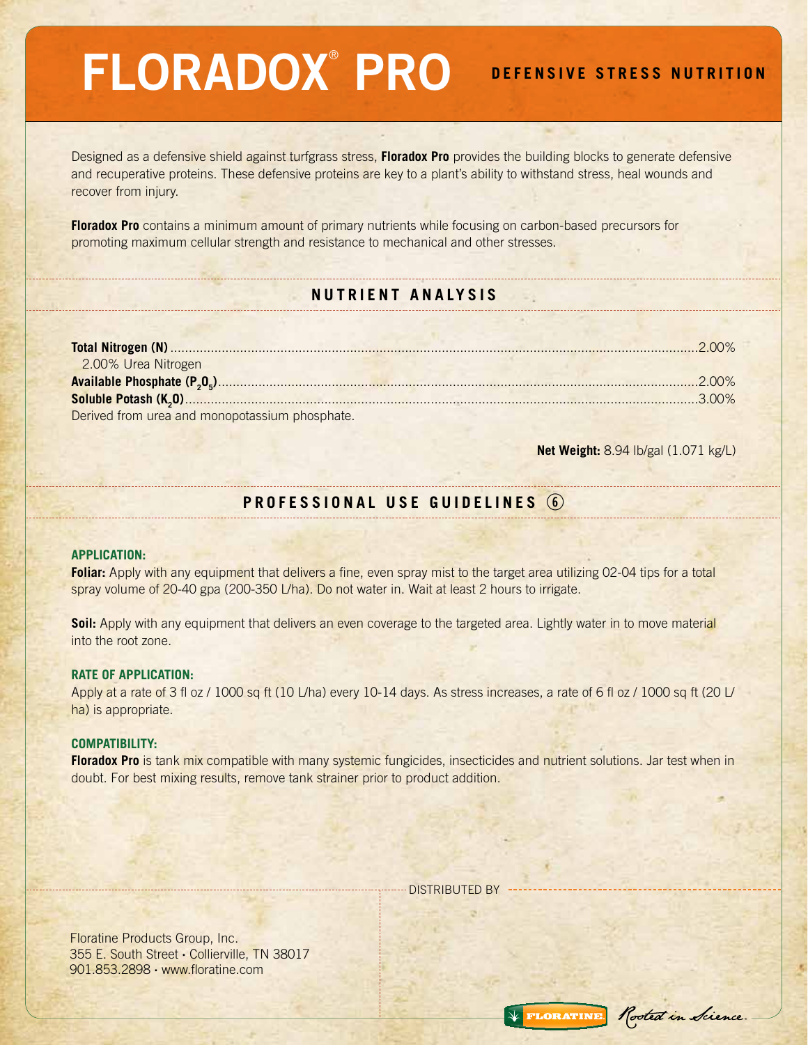# FLORADOX® PRO

**DEFENSIVE STRESS NUTRITION**

Designed as a defensive shield against turfgrass stress, **Floradox Pro** provides the building blocks to generate defensive and recuperative proteins. These defensive proteins are key to a plant's ability to withstand stress, heal wounds and recover from injury.

**Floradox Pro** contains a minimum amount of primary nutrients while focusing on carbon-based precursors for promoting maximum cellular strength and resistance to mechanical and other stresses.

## NUTRIENT ANALYSIS

**Total Nitrogen (N)** .......... 2.00%
 2.00% Urea Nitrogen
**Available Phosphate ($P_2O_5$)** .......... 2.00%
**Soluble Potash ($K_2O$)** .......... 3.00%
Derived from urea and monopotassium phosphate.

**Net Weight:** 8.94 lb/gal (1.071 kg/L)

## PROFESSIONAL USE GUIDELINES ⑥

### APPLICATION:

**Foliar:** Apply with any equipment that delivers a fine, even spray mist to the target area utilizing 02-04 tips for a total spray volume of 20-40 gpa (200-350 L/ha). Do not water in. Wait at least 2 hours to irrigate.

**Soil:** Apply with any equipment that delivers an even coverage to the targeted area. Lightly water in to move material into the root zone.

### RATE OF APPLICATION:

Apply at a rate of 3 fl oz / 1000 sq ft (10 L/ha) every 10-14 days. As stress increases, a rate of 6 fl oz / 1000 sq ft (20 L/ha) is appropriate.

### COMPATIBILITY:

**Floradox Pro** is tank mix compatible with many systemic fungicides, insecticides and nutrient solutions. Jar test when in doubt. For best mixing results, remove tank strainer prior to product addition.

DISTRIBUTED BY

Floratine Products Group, Inc.
355 E. South Street • Collierville, TN 38017
901.853.2898 • www.floratine.com

FLORATINE Rooted in Science.